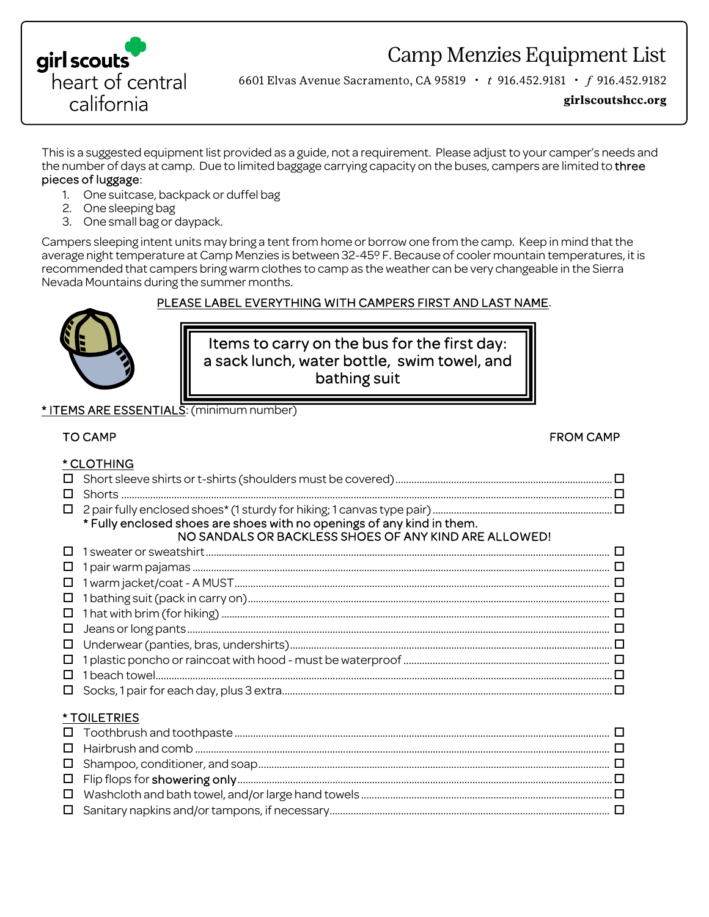girl scouts heart of central california

# Camp Menzies Equipment List

6601 Elvas Avenue Sacramento, CA 95819 • t 916.452.9181 • f 916.452.9182

**girlscoutshcc.org**

This is a suggested equipment list provided as a guide, not a requirement. Please adjust to your camper's needs and the number of days at camp. Due to limited baggage carrying capacity on the buses, campers are limited to three pieces of luggage:

1. One suitcase, backpack or duffel bag
2. One sleeping bag
3. One small bag or daypack.

Campers sleeping intent units may bring a tent from home or borrow one from the camp. Keep in mind that the average night temperature at Camp Menzies is between 32-45º F. Because of cooler mountain temperatures, it is recommended that campers bring warm clothes to camp as the weather can be very changeable in the Sierra Nevada Mountains during the summer months.

PLEASE LABEL EVERYTHING WITH CAMPERS FIRST AND LAST NAME.

> Items to carry on the bus for the first day: a sack lunch, water bottle, swim towel, and bathing suit

* ITEMS ARE ESSENTIALS: (minimum number)

TO CAMP — FROM CAMP

**\* CLOTHING**

- ☐ Short sleeve shirts or t-shirts (shoulders must be covered) ☐
- ☐ Shorts ☐
- ☐ 2 pair fully enclosed shoes* (1 sturdy for hiking; 1 canvas type pair) ☐
  - \* Fully enclosed shoes are shoes with no openings of any kind in them. NO SANDALS OR BACKLESS SHOES OF ANY KIND ARE ALLOWED!
- ☐ 1 sweater or sweatshirt ☐
- ☐ 1 pair warm pajamas ☐
- ☐ 1 warm jacket/coat - A MUST ☐
- ☐ 1 bathing suit (pack in carry on) ☐
- ☐ 1 hat with brim (for hiking) ☐
- ☐ Jeans or long pants ☐
- ☐ Underwear (panties, bras, undershirts) ☐
- ☐ 1 plastic poncho or raincoat with hood - must be waterproof ☐
- ☐ 1 beach towel ☐
- ☐ Socks, 1 pair for each day, plus 3 extra ☐

**\* TOILETRIES**

- ☐ Toothbrush and toothpaste ☐
- ☐ Hairbrush and comb ☐
- ☐ Shampoo, conditioner, and soap ☐
- ☐ Flip flops for showering only ☐
- ☐ Washcloth and bath towel, and/or large hand towels ☐
- ☐ Sanitary napkins and/or tampons, if necessary ☐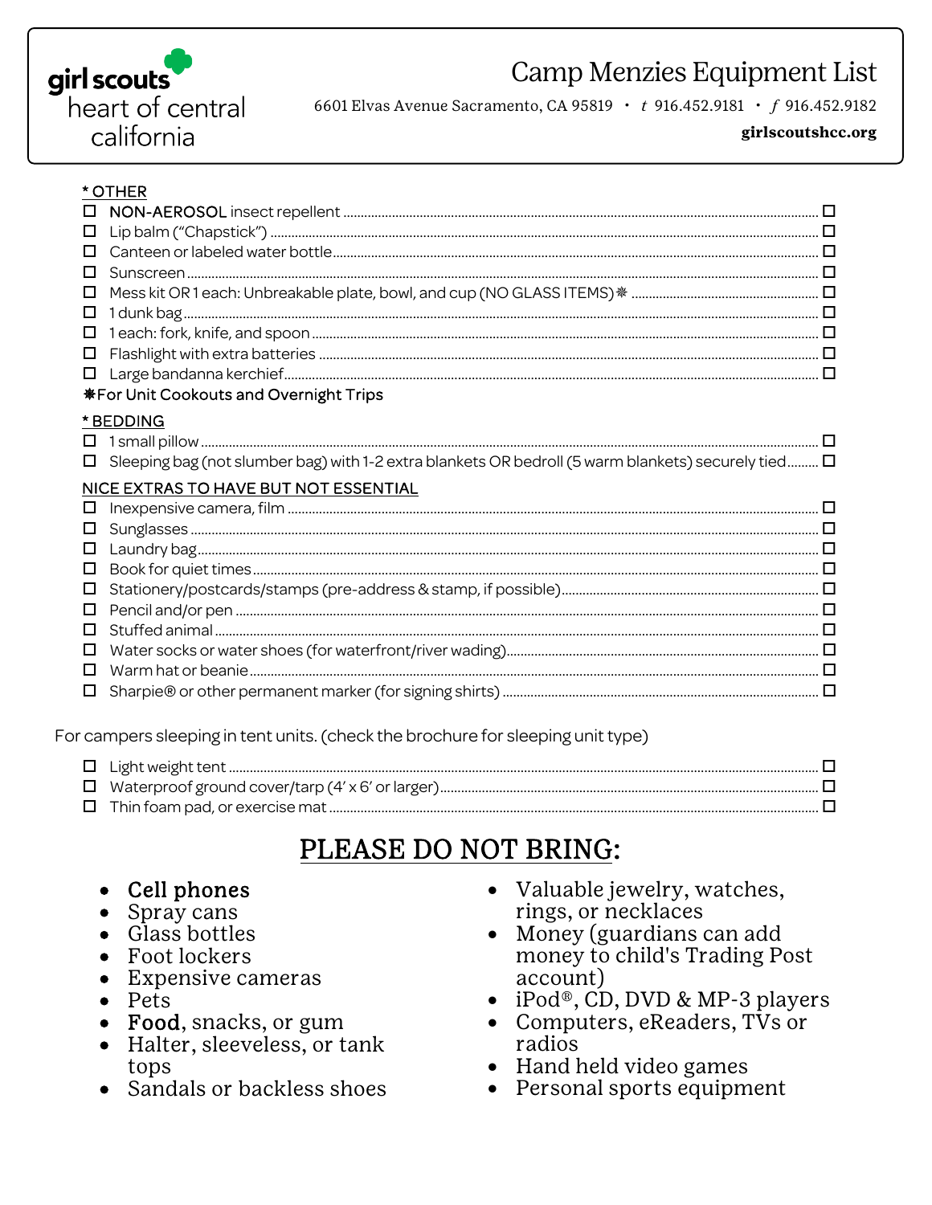girl scouts heart of central california

# Camp Menzies Equipment List

6601 Elvas Avenue Sacramento, CA 95819 • *t* 916.452.9181 • *f* 916.452.9182

**girlscoutshcc.org**

**\* OTHER**

- ☐ **NON-AEROSOL** insect repellent ☐
- ☐ Lip balm ("Chapstick") ☐
- ☐ Canteen or labeled water bottle ☐
- ☐ Sunscreen ☐
- ☐ Mess kit OR 1 each: Unbreakable plate, bowl, and cup (NO GLASS ITEMS) ✵ ☐
- ☐ 1 dunk bag ☐
- ☐ 1 each: fork, knife, and spoon ☐
- ☐ Flashlight with extra batteries ☐
- ☐ Large bandanna kerchief ☐

✵For Unit Cookouts and Overnight Trips

**\* BEDDING**

- ☐ 1 small pillow ☐
- ☐ Sleeping bag (not slumber bag) with 1-2 extra blankets OR bedroll (5 warm blankets) securely tied ☐

**NICE EXTRAS TO HAVE BUT NOT ESSENTIAL**

- ☐ Inexpensive camera, film ☐
- ☐ Sunglasses ☐
- ☐ Laundry bag ☐
- ☐ Book for quiet times ☐
- ☐ Stationery/postcards/stamps (pre-address & stamp, if possible) ☐
- ☐ Pencil and/or pen ☐
- ☐ Stuffed animal ☐
- ☐ Water socks or water shoes (for waterfront/river wading) ☐
- ☐ Warm hat or beanie ☐
- ☐ Sharpie® or other permanent marker (for signing shirts) ☐

For campers sleeping in tent units. (check the brochure for sleeping unit type)

- ☐ Light weight tent ☐
- ☐ Waterproof ground cover/tarp (4' x 6' or larger) ☐
- ☐ Thin foam pad, or exercise mat ☐

## PLEASE DO NOT BRING:

- **Cell phones**
- Spray cans
- Glass bottles
- Foot lockers
- Expensive cameras
- Pets
- **Food**, snacks, or gum
- Halter, sleeveless, or tank tops
- Sandals or backless shoes
- Valuable jewelry, watches, rings, or necklaces
- Money (guardians can add money to child's Trading Post account)
- iPod®, CD, DVD & MP-3 players
- Computers, eReaders, TVs or radios
- Hand held video games
- Personal sports equipment